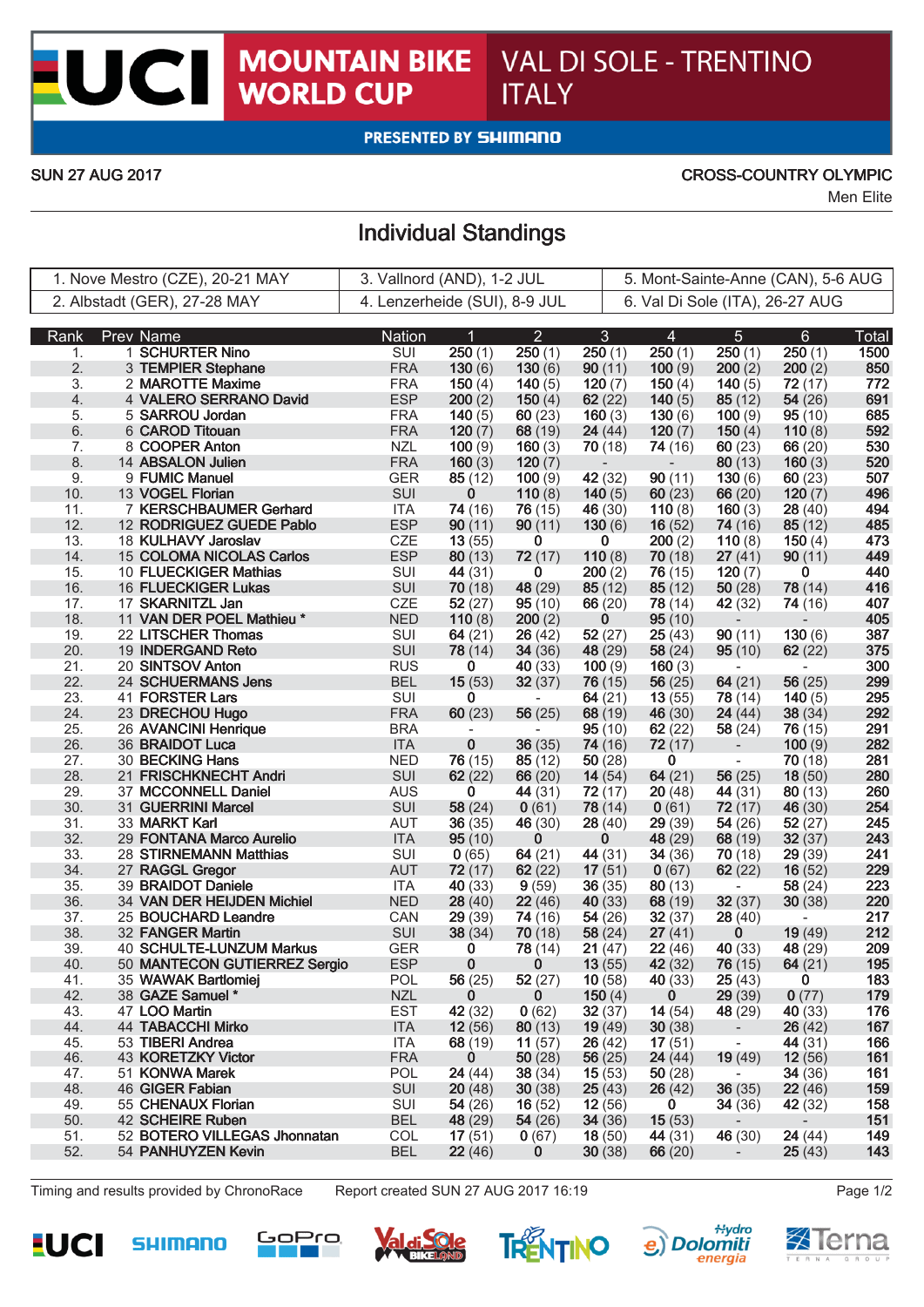# UCI MOUNTAIN BIKE WORLD CUP

## VAL DI SOLE - TRENTINO ITALY

PRESENTED BY SHIMANO

SUN 27 AUG 2017

CROSS-COUNTRY OLYMPIC

Men Elite

## Individual Standings

| | | |
|---|---|---|
| 1. Nove Mestro (CZE), 20-21 MAY | 3. Vallnord (AND), 1-2 JUL | 5. Mont-Sainte-Anne (CAN), 5-6 AUG |
| 2. Albstadt (GER), 27-28 MAY | 4. Lenzerheide (SUI), 8-9 JUL | 6. Val Di Sole (ITA), 26-27 AUG |

| Rank | Prev | Name | Nation | 1 | 2 | 3 | 4 | 5 | 6 | Total |
|---|---|---|---|---|---|---|---|---|---|---|
| 1. | 1 | SCHURTER Nino | SUI | 250 (1) | 250 (1) | 250 (1) | 250 (1) | 250 (1) | 250 (1) | 1500 |
| 2. | 3 | TEMPIER Stephane | FRA | 130 (6) | 130 (6) | 90 (11) | 100 (9) | 200 (2) | 200 (2) | 850 |
| 3. | 2 | MAROTTE Maxime | FRA | 150 (4) | 140 (5) | 120 (7) | 150 (4) | 140 (5) | 72 (17) | 772 |
| 4. | 4 | VALERO SERRANO David | ESP | 200 (2) | 150 (4) | 62 (22) | 140 (5) | 85 (12) | 54 (26) | 691 |
| 5. | 5 | SARROU Jordan | FRA | 140 (5) | 60 (23) | 160 (3) | 130 (6) | 100 (9) | 95 (10) | 685 |
| 6. | 6 | CAROD Titouan | FRA | 120 (7) | 68 (19) | 24 (44) | 120 (7) | 150 (4) | 110 (8) | 592 |
| 7. | 8 | COOPER Anton | NZL | 100 (9) | 160 (3) | 70 (18) | 74 (16) | 60 (23) | 66 (20) | 530 |
| 8. | 14 | ABSALON Julien | FRA | 160 (3) | 120 (7) | - | - | 80 (13) | 160 (3) | 520 |
| 9. | 9 | FUMIC Manuel | GER | 85 (12) | 100 (9) | 42 (32) | 90 (11) | 130 (6) | 60 (23) | 507 |
| 10. | 13 | VOGEL Florian | SUI | 0 | 110 (8) | 140 (5) | 60 (23) | 66 (20) | 120 (7) | 496 |
| 11. | 7 | KERSCHBAUMER Gerhard | ITA | 74 (16) | 76 (15) | 46 (30) | 110 (8) | 160 (3) | 28 (40) | 494 |
| 12. | 12 | RODRIGUEZ GUEDE Pablo | ESP | 90 (11) | 90 (11) | 130 (6) | 16 (52) | 74 (16) | 85 (12) | 485 |
| 13. | 18 | KULHAVY Jaroslav | CZE | 13 (55) | 0 | 0 | 200 (2) | 110 (8) | 150 (4) | 473 |
| 14. | 15 | COLOMA NICOLAS Carlos | ESP | 80 (13) | 72 (17) | 110 (8) | 70 (18) | 27 (41) | 90 (11) | 449 |
| 15. | 10 | FLUECKIGER Mathias | SUI | 44 (31) | 0 | 200 (2) | 76 (15) | 120 (7) | 0 | 440 |
| 16. | 16 | FLUECKIGER Lukas | SUI | 70 (18) | 48 (29) | 85 (12) | 85 (12) | 50 (28) | 78 (14) | 416 |
| 17. | 17 | SKARNITZL Jan | CZE | 52 (27) | 95 (10) | 66 (20) | 78 (14) | 42 (32) | 74 (16) | 407 |
| 18. | 11 | VAN DER POEL Mathieu * | NED | 110 (8) | 200 (2) | 0 | 95 (10) | - | - | 405 |
| 19. | 22 | LITSCHER Thomas | SUI | 64 (21) | 26 (42) | 52 (27) | 25 (43) | 90 (11) | 130 (6) | 387 |
| 20. | 19 | INDERGAND Reto | SUI | 78 (14) | 34 (36) | 48 (29) | 58 (24) | 95 (10) | 62 (22) | 375 |
| 21. | 20 | SINTSOV Anton | RUS | 0 | 40 (33) | 100 (9) | 160 (3) | - | - | 300 |
| 22. | 24 | SCHUERMANS Jens | BEL | 15 (53) | 32 (37) | 76 (15) | 56 (25) | 64 (21) | 56 (25) | 299 |
| 23. | 41 | FORSTER Lars | SUI | 0 | - | 64 (21) | 13 (55) | 78 (14) | 140 (5) | 295 |
| 24. | 23 | DRECHOU Hugo | FRA | 60 (23) | 56 (25) | 68 (19) | 46 (30) | 24 (44) | 38 (34) | 292 |
| 25. | 26 | AVANCINI Henrique | BRA | - | - | 95 (10) | 62 (22) | 58 (24) | 76 (15) | 291 |
| 26. | 36 | BRAIDOT Luca | ITA | 0 | 36 (35) | 74 (16) | 72 (17) | - | 100 (9) | 282 |
| 27. | 30 | BECKING Hans | NED | 76 (15) | 85 (12) | 50 (28) | 0 | - | 70 (18) | 281 |
| 28. | 21 | FRISCHKNECHT Andri | SUI | 62 (22) | 66 (20) | 14 (54) | 64 (21) | 56 (25) | 18 (50) | 280 |
| 29. | 37 | MCCONNELL Daniel | AUS | 0 | 44 (31) | 72 (17) | 20 (48) | 44 (31) | 80 (13) | 260 |
| 30. | 31 | GUERRINI Marcel | SUI | 58 (24) | 0 (61) | 78 (14) | 0 (61) | 72 (17) | 46 (30) | 254 |
| 31. | 33 | MARKT Karl | AUT | 36 (35) | 46 (30) | 28 (40) | 29 (39) | 54 (26) | 52 (27) | 245 |
| 32. | 29 | FONTANA Marco Aurelio | ITA | 95 (10) | 0 | 0 | 48 (29) | 68 (19) | 32 (37) | 243 |
| 33. | 28 | STIRNEMANN Matthias | SUI | 0 (65) | 64 (21) | 44 (31) | 34 (36) | 70 (18) | 29 (39) | 241 |
| 34. | 27 | RAGGL Gregor | AUT | 72 (17) | 62 (22) | 17 (51) | 0 (67) | 62 (22) | 16 (52) | 229 |
| 35. | 39 | BRAIDOT Daniele | ITA | 40 (33) | 9 (59) | 36 (35) | 80 (13) | - | 58 (24) | 223 |
| 36. | 34 | VAN DER HEIJDEN Michiel | NED | 28 (40) | 22 (46) | 40 (33) | 68 (19) | 32 (37) | 30 (38) | 220 |
| 37. | 25 | BOUCHARD Leandre | CAN | 29 (39) | 74 (16) | 54 (26) | 32 (37) | 28 (40) | - | 217 |
| 38. | 32 | FANGER Martin | SUI | 38 (34) | 70 (18) | 58 (24) | 27 (41) | 0 | 19 (49) | 212 |
| 39. | 40 | SCHULTE-LUNZUM Markus | GER | 0 | 78 (14) | 21 (47) | 22 (46) | 40 (33) | 48 (29) | 209 |
| 40. | 50 | MANTECON GUTIERREZ Sergio | ESP | 0 | 0 | 13 (55) | 42 (32) | 76 (15) | 64 (21) | 195 |
| 41. | 35 | WAWAK Bartlomiej | POL | 56 (25) | 52 (27) | 10 (58) | 40 (33) | 25 (43) | 0 | 183 |
| 42. | 38 | GAZE Samuel * | NZL | 0 | 0 | 150 (4) | 0 | 29 (39) | 0 (77) | 179 |
| 43. | 47 | LOO Martin | EST | 42 (32) | 0 (62) | 32 (37) | 14 (54) | 48 (29) | 40 (33) | 176 |
| 44. | 44 | TABACCHI Mirko | ITA | 12 (56) | 80 (13) | 19 (49) | 30 (38) | - | 26 (42) | 167 |
| 45. | 53 | TIBERI Andrea | ITA | 68 (19) | 11 (57) | 26 (42) | 17 (51) | - | 44 (31) | 166 |
| 46. | 43 | KORETZKY Victor | FRA | 0 | 50 (28) | 56 (25) | 24 (44) | 19 (49) | 12 (56) | 161 |
| 47. | 51 | KONWA Marek | POL | 24 (44) | 38 (34) | 15 (53) | 50 (28) | - | 34 (36) | 161 |
| 48. | 46 | GIGER Fabian | SUI | 20 (48) | 30 (38) | 25 (43) | 26 (42) | 36 (35) | 22 (46) | 159 |
| 49. | 55 | CHENAUX Florian | SUI | 54 (26) | 16 (52) | 12 (56) | 0 | 34 (36) | 42 (32) | 158 |
| 50. | 42 | SCHEIRE Ruben | BEL | 48 (29) | 54 (26) | 34 (36) | 15 (53) | - | - | 151 |
| 51. | 52 | BOTERO VILLEGAS Jhonnatan | COL | 17 (51) | 0 (67) | 18 (50) | 44 (31) | 46 (30) | 24 (44) | 149 |
| 52. | 54 | PANHUYZEN Kevin | BEL | 22 (46) | 0 | 30 (38) | 66 (20) | - | 25 (43) | 143 |

Timing and results provided by ChronoRace    Report created SUN 27 AUG 2017 16:19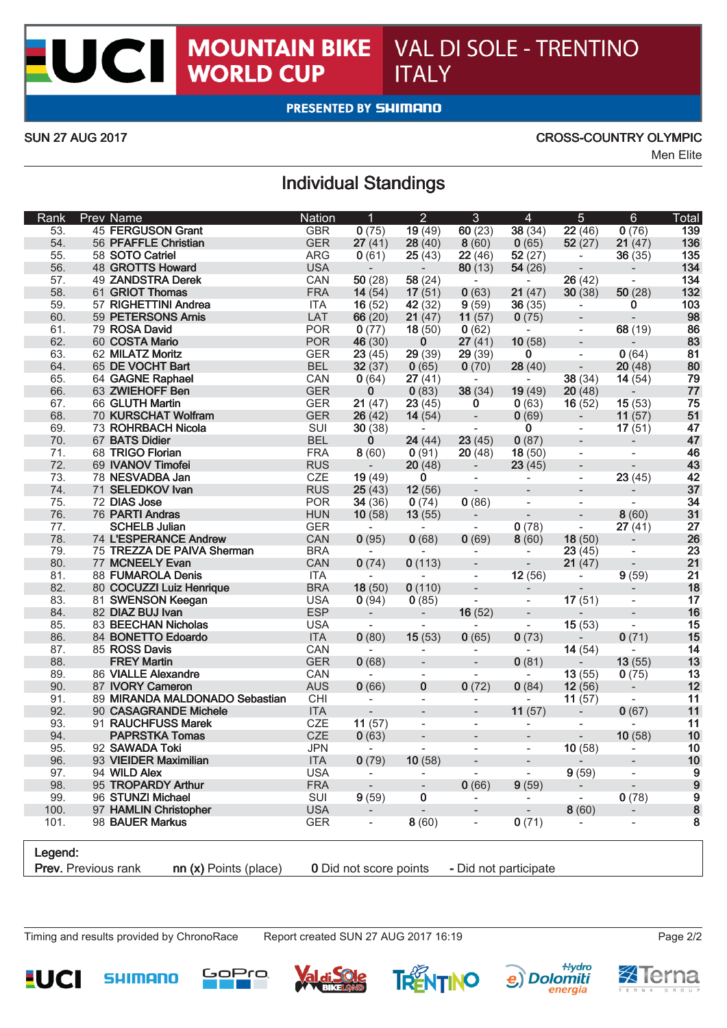# UCI MOUNTAIN BIKE WORLD CUP

## VAL DI SOLE - TRENTINO ITALY

PRESENTED BY SHIMANO

SUN 27 AUG 2017

CROSS-COUNTRY OLYMPIC

Men Elite

## Individual Standings

| Rank | Prev | Name | Nation | 1 | 2 | 3 | 4 | 5 | 6 | Total |
|---|---|---|---|---|---|---|---|---|---|---|
| 53. | 45 | FERGUSON Grant | GBR | **0** (75) | **19** (49) | **60** (23) | **38** (34) | **22** (46) | **0** (76) | **139** |
| 54. | 56 | PFAFFLE Christian | GER | **27** (41) | **28** (40) | **8** (60) | **0** (65) | **52** (27) | **21** (47) | **136** |
| 55. | 58 | SOTO Catriel | ARG | **0** (61) | **25** (43) | **22** (46) | **52** (27) | - | **36** (35) | **135** |
| 56. | 48 | GROTTS Howard | USA | - | - | **80** (13) | **54** (26) | - | - | **134** |
| 57. | 49 | ZANDSTRA Derek | CAN | **50** (28) | **58** (24) | - | - | **26** (42) | - | **134** |
| 58. | 61 | GRIOT Thomas | FRA | **14** (54) | **17** (51) | **0** (63) | **21** (47) | **30** (38) | **50** (28) | **132** |
| 59. | 57 | RIGHETTINI Andrea | ITA | **16** (52) | **42** (32) | **9** (59) | **36** (35) | - | **0** | **103** |
| 60. | 59 | PETERSONS Arnis | LAT | **66** (20) | **21** (47) | **11** (57) | **0** (75) | - | - | **98** |
| 61. | 79 | ROSA David | POR | **0** (77) | **18** (50) | **0** (62) | - | - | **68** (19) | **86** |
| 62. | 60 | COSTA Mario | POR | **46** (30) | **0** | **27** (41) | **10** (58) | - | - | **83** |
| 63. | 62 | MILATZ Moritz | GER | **23** (45) | **29** (39) | **29** (39) | **0** | - | **0** (64) | **81** |
| 64. | 65 | DE VOCHT Bart | BEL | **32** (37) | **0** (65) | **0** (70) | **28** (40) | - | **20** (48) | **80** |
| 65. | 64 | GAGNE Raphael | CAN | **0** (64) | **27** (41) | - | - | **38** (34) | **14** (54) | **79** |
| 66. | 63 | ZWIEHOFF Ben | GER | **0** | **0** (83) | **38** (34) | **19** (49) | **20** (48) | - | **77** |
| 67. | 66 | GLUTH Martin | GER | **21** (47) | **23** (45) | **0** | **0** (63) | **16** (52) | **15** (53) | **75** |
| 68. | 70 | KURSCHAT Wolfram | GER | **26** (42) | **14** (54) | - | **0** (69) | - | **11** (57) | **51** |
| 69. | 73 | ROHRBACH Nicola | SUI | **30** (38) | - | - | **0** | - | **17** (51) | **47** |
| 70. | 67 | BATS Didier | BEL | **0** | **24** (44) | **23** (45) | **0** (87) | - | - | **47** |
| 71. | 68 | TRIGO Florian | FRA | **8** (60) | **0** (91) | **20** (48) | **18** (50) | - | - | **46** |
| 72. | 69 | IVANOV Timofei | RUS | - | **20** (48) | - | **23** (45) | - | - | **43** |
| 73. | 78 | NESVADBA Jan | CZE | **19** (49) | **0** | - | - | - | **23** (45) | **42** |
| 74. | 71 | SELEDKOV Ivan | RUS | **25** (43) | **12** (56) | - | - | - | - | **37** |
| 75. | 72 | DIAS Jose | POR | **34** (36) | **0** (74) | **0** (86) | - | - | - | **34** |
| 76. | 76 | PARTI Andras | HUN | **10** (58) | **13** (55) | - | - | - | **8** (60) | **31** |
| 77. | | SCHELB Julian | GER | - | - | - | **0** (78) | - | **27** (41) | **27** |
| 78. | 74 | L'ESPERANCE Andrew | CAN | **0** (95) | **0** (68) | **0** (69) | **8** (60) | **18** (50) | - | **26** |
| 79. | 75 | TREZZA DE PAIVA Sherman | BRA | - | - | - | - | **23** (45) | - | **23** |
| 80. | 77 | MCNEELY Evan | CAN | **0** (74) | **0** (113) | - | - | **21** (47) | - | **21** |
| 81. | 88 | FUMAROLA Denis | ITA | - | - | - | **12** (56) | - | **9** (59) | **21** |
| 82. | 80 | COCUZZI Luiz Henrique | BRA | **18** (50) | **0** (110) | - | - | - | - | **18** |
| 83. | 81 | SWENSON Keegan | USA | **0** (94) | **0** (85) | - | - | **17** (51) | - | **17** |
| 84. | 82 | DIAZ BUJ Ivan | ESP | - | - | **16** (52) | - | - | - | **16** |
| 85. | 83 | BEECHAN Nicholas | USA | - | - | - | - | **15** (53) | - | **15** |
| 86. | 84 | BONETTO Edoardo | ITA | **0** (80) | **15** (53) | **0** (65) | **0** (73) | - | **0** (71) | **15** |
| 87. | 85 | ROSS Davis | CAN | - | - | - | - | **14** (54) | - | **14** |
| 88. | | FREY Martin | GER | **0** (68) | - | - | **0** (81) | - | **13** (55) | **13** |
| 89. | 86 | VIALLE Alexandre | CAN | - | - | - | - | **13** (55) | **0** (75) | **13** |
| 90. | 87 | IVORY Cameron | AUS | **0** (66) | **0** | **0** (72) | **0** (84) | **12** (56) | - | **12** |
| 91. | 89 | MIRANDA MALDONADO Sebastian | CHI | - | - | - | - | **11** (57) | - | **11** |
| 92. | 90 | CASAGRANDE Michele | ITA | - | - | - | **11** (57) | - | **0** (67) | **11** |
| 93. | 91 | RAUCHFUSS Marek | CZE | **11** (57) | - | - | - | - | - | **11** |
| 94. | | PAPRSTKA Tomas | CZE | **0** (63) | - | - | - | - | **10** (58) | **10** |
| 95. | 92 | SAWADA Toki | JPN | - | - | - | - | **10** (58) | - | **10** |
| 96. | 93 | VIEIDER Maximilian | ITA | **0** (79) | **10** (58) | - | - | - | - | **10** |
| 97. | 94 | WILD Alex | USA | - | - | - | - | **9** (59) | - | **9** |
| 98. | 95 | TROPARDY Arthur | FRA | - | - | **0** (66) | **9** (59) | - | - | **9** |
| 99. | 96 | STUNZI Michael | SUI | **9** (59) | **0** | - | - | - | **0** (78) | **9** |
| 100. | 97 | HAMLIN Christopher | USA | - | - | - | - | **8** (60) | - | **8** |
| 101. | 98 | BAUER Markus | GER | - | **8** (60) | - | **0** (71) | - | - | **8** |

Legend:
**Prev.** Previous rank   **nn (x)** Points (place)   **0** Did not score points   **-** Did not participate

Timing and results provided by ChronoRace   Report created SUN 27 AUG 2017 16:19